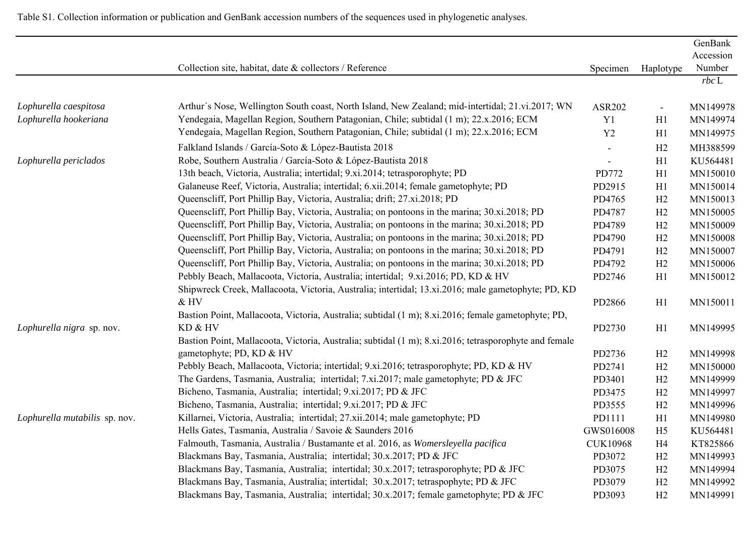Table S1. Collection information or publication and GenBank accession numbers of the sequences used in phylogenetic analyses.

| | Collection site, habitat, date & collectors / Reference | Specimen | Haplotype | GenBank Accession Number *rbc* L |
|---|---|---|---|---|
| *Lophurella caespitosa* | Arthur´s Nose, Wellington South coast, North Island, New Zealand; mid-intertidal; 21.vi.2017; WN | ASR202 | - | MN149978 |
| *Lophurella hookeriana* | Yendegaia, Magellan Region, Southern Patagonian, Chile; subtidal (1 m); 22.x.2016; ECM | Y1 | H1 | MN149974 |
| | Yendegaia, Magellan Region, Southern Patagonian, Chile; subtidal (1 m); 22.x.2016; ECM | Y2 | H1 | MN149975 |
| | Falkland Islands / García-Soto & López-Bautista 2018 | - | H2 | MH388599 |
| *Lophurella periclados* | Robe, Southern Australia / García-Soto & López-Bautista 2018 | - | H1 | KU564481 |
| | 13th beach, Victoria, Australia; intertidal; 9.xi.2014; tetrasporophyte; PD | PD772 | H1 | MN150010 |
| | Galaneuse Reef, Victoria, Australia; intertidal; 6.xii.2014; female gametophyte; PD | PD2915 | H1 | MN150014 |
| | Queenscliff, Port Phillip Bay, Victoria, Australia; drift; 27.xi.2018; PD | PD4765 | H2 | MN150013 |
| | Queenscliff, Port Phillip Bay, Victoria, Australia; on pontoons in the marina; 30.xi.2018; PD | PD4787 | H2 | MN150005 |
| | Queenscliff, Port Phillip Bay, Victoria, Australia; on pontoons in the marina; 30.xi.2018; PD | PD4789 | H2 | MN150009 |
| | Queenscliff, Port Phillip Bay, Victoria, Australia; on pontoons in the marina; 30.xi.2018; PD | PD4790 | H2 | MN150008 |
| | Queenscliff, Port Phillip Bay, Victoria, Australia; on pontoons in the marina; 30.xi.2018; PD | PD4791 | H2 | MN150007 |
| | Queenscliff, Port Phillip Bay, Victoria, Australia; on pontoons in the marina; 30.xi.2018; PD | PD4792 | H2 | MN150006 |
| | Pebbly Beach, Mallacoota, Victoria, Australia; intertidal; 9.xi.2016; PD, KD & HV | PD2746 | H1 | MN150012 |
| | Shipwreck Creek, Mallacoota, Victoria, Australia; intertidal; 13.xi.2016; male gametophyte; PD, KD & HV | PD2866 | H1 | MN150011 |
| *Lophurella nigra* sp. nov. | Bastion Point, Mallacoota, Victoria, Australia; subtidal (1 m); 8.xi.2016; female gametophyte; PD, KD & HV | PD2730 | H1 | MN149995 |
| | Bastion Point, Mallacoota, Victoria, Australia; subtidal (1 m); 8.xi.2016; tetrasporophyte and female gametophyte; PD, KD & HV | PD2736 | H2 | MN149998 |
| | Pebbly Beach, Mallacoota, Victoria; intertidal; 9.xi.2016; tetrasporophyte; PD, KD & HV | PD2741 | H2 | MN150000 |
| | The Gardens, Tasmania, Australia; intertidal; 7.xi.2017; male gametophyte; PD & JFC | PD3401 | H2 | MN149999 |
| | Bicheno, Tasmania, Australia; intertidal; 9.xi.2017; PD & JFC | PD3475 | H2 | MN149997 |
| | Bicheno, Tasmania, Australia; intertidal; 9.xi.2017; PD & JFC | PD3555 | H2 | MN149996 |
| *Lophurella mutabilis* sp. nov. | Killarnei, Victoria, Australia; intertidal; 27.xii.2014; male gametophyte; PD | PD1111 | H1 | MN149980 |
| | Hells Gates, Tasmania, Australia / Savoie & Saunders 2016 | GWS016008 | H5 | KU564481 |
| | Falmouth, Tasmania, Australia / Bustamante et al. 2016, as *Womersleyella pacifica* | CUK10968 | H4 | KT825866 |
| | Blackmans Bay, Tasmania, Australia; intertidal; 30.x.2017; PD & JFC | PD3072 | H2 | MN149993 |
| | Blackmans Bay, Tasmania, Australia; intertidal; 30.x.2017; tetrasporophyte; PD & JFC | PD3075 | H2 | MN149994 |
| | Blackmans Bay, Tasmania, Australia; intertidal; 30.x.2017; tetraspophyte; PD & JFC | PD3079 | H2 | MN149992 |
| | Blackmans Bay, Tasmania, Australia; intertidal; 30.x.2017; female gametophyte; PD & JFC | PD3093 | H2 | MN149991 |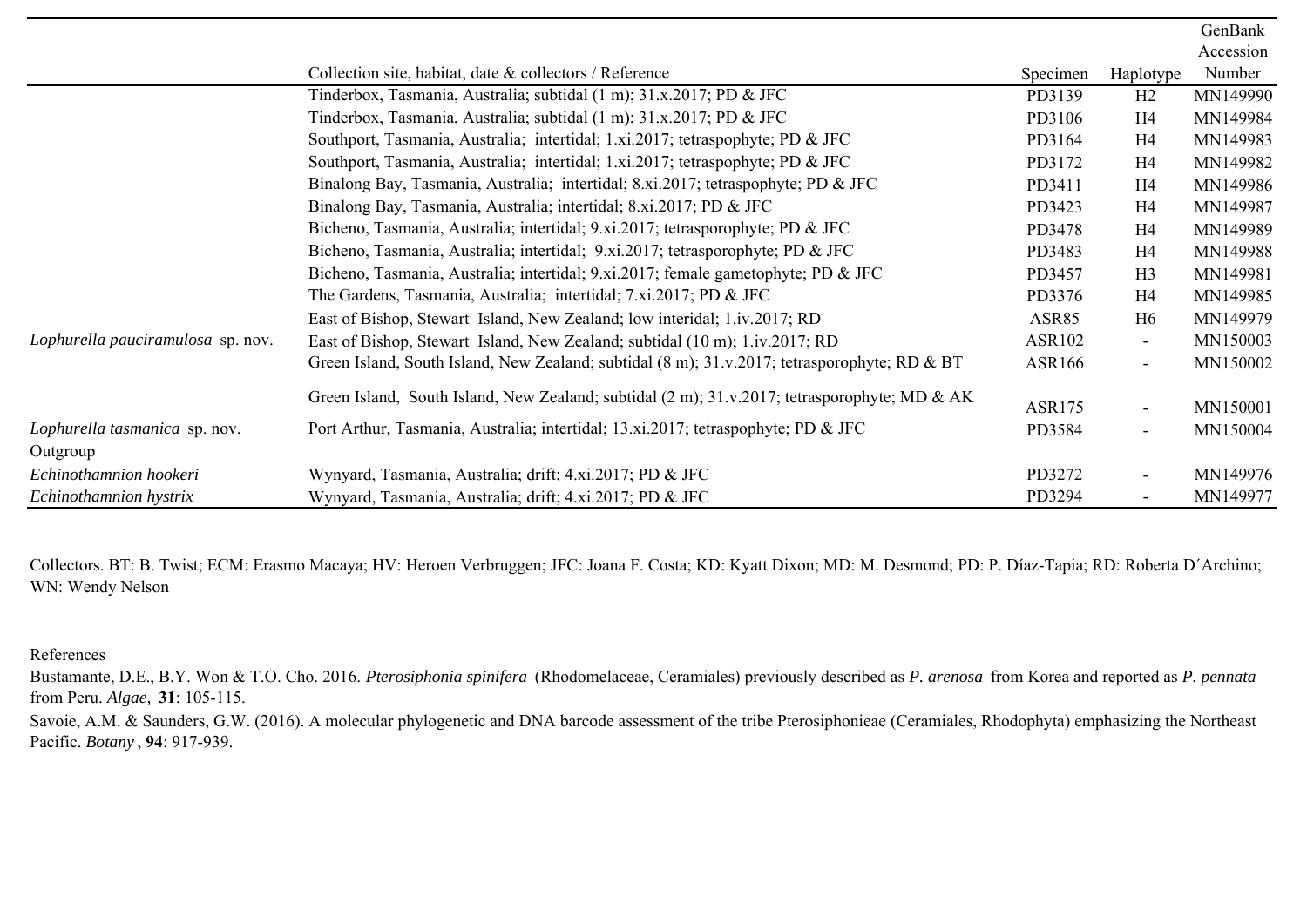| | Collection site, habitat, date & collectors / Reference | Specimen | Haplotype | GenBank Accession Number |
|---|---|---|---|---|
| | Tinderbox, Tasmania, Australia; subtidal (1 m); 31.x.2017; PD & JFC | PD3139 | H2 | MN149990 |
| | Tinderbox, Tasmania, Australia; subtidal (1 m); 31.x.2017; PD & JFC | PD3106 | H4 | MN149984 |
| | Southport, Tasmania, Australia; intertidal; 1.xi.2017; tetraspophyte; PD & JFC | PD3164 | H4 | MN149983 |
| | Southport, Tasmania, Australia; intertidal; 1.xi.2017; tetraspophyte; PD & JFC | PD3172 | H4 | MN149982 |
| | Binalong Bay, Tasmania, Australia; intertidal; 8.xi.2017; tetraspophyte; PD & JFC | PD3411 | H4 | MN149986 |
| | Binalong Bay, Tasmania, Australia; intertidal; 8.xi.2017; PD & JFC | PD3423 | H4 | MN149987 |
| | Bicheno, Tasmania, Australia; intertidal; 9.xi.2017; tetrasporophyte; PD & JFC | PD3478 | H4 | MN149989 |
| | Bicheno, Tasmania, Australia; intertidal; 9.xi.2017; tetrasporophyte; PD & JFC | PD3483 | H4 | MN149988 |
| | Bicheno, Tasmania, Australia; intertidal; 9.xi.2017; female gametophyte; PD & JFC | PD3457 | H3 | MN149981 |
| | The Gardens, Tasmania, Australia; intertidal; 7.xi.2017; PD & JFC | PD3376 | H4 | MN149985 |
| | East of Bishop, Stewart Island, New Zealand; low interidal; 1.iv.2017; RD | ASR85 | H6 | MN149979 |
| *Lophurella pauciramulosa* sp. nov. | East of Bishop, Stewart Island, New Zealand; subtidal (10 m); 1.iv.2017; RD | ASR102 | - | MN150003 |
| | Green Island, South Island, New Zealand; subtidal (8 m); 31.v.2017; tetrasporophyte; RD & BT | ASR166 | - | MN150002 |
| | Green Island, South Island, New Zealand; subtidal (2 m); 31.v.2017; tetrasporophyte; MD & AK | ASR175 | - | MN150001 |
| *Lophurella tasmanica* sp. nov. | Port Arthur, Tasmania, Australia; intertidal; 13.xi.2017; tetraspophyte; PD & JFC | PD3584 | - | MN150004 |
| Outgroup | | | | |
| *Echinothamnion hookeri* | Wynyard, Tasmania, Australia; drift; 4.xi.2017; PD & JFC | PD3272 | - | MN149976 |
| *Echinothamnion hystrix* | Wynyard, Tasmania, Australia; drift; 4.xi.2017; PD & JFC | PD3294 | - | MN149977 |

Collectors. BT: B. Twist; ECM: Erasmo Macaya; HV: Heroen Verbruggen; JFC: Joana F. Costa; KD: Kyatt Dixon; MD: M. Desmond; PD: P. Díaz-Tapia; RD: Roberta D´Archino; WN: Wendy Nelson

References

Bustamante, D.E., B.Y. Won & T.O. Cho. 2016. *Pterosiphonia spinifera* (Rhodomelaceae, Ceramiales) previously described as *P. arenosa* from Korea and reported as *P. pennata* from Peru. *Algae,* **31**: 105-115.

Savoie, A.M. & Saunders, G.W. (2016). A molecular phylogenetic and DNA barcode assessment of the tribe Pterosiphonieae (Ceramiales, Rhodophyta) emphasizing the Northeast Pacific. *Botany* , **94**: 917-939.